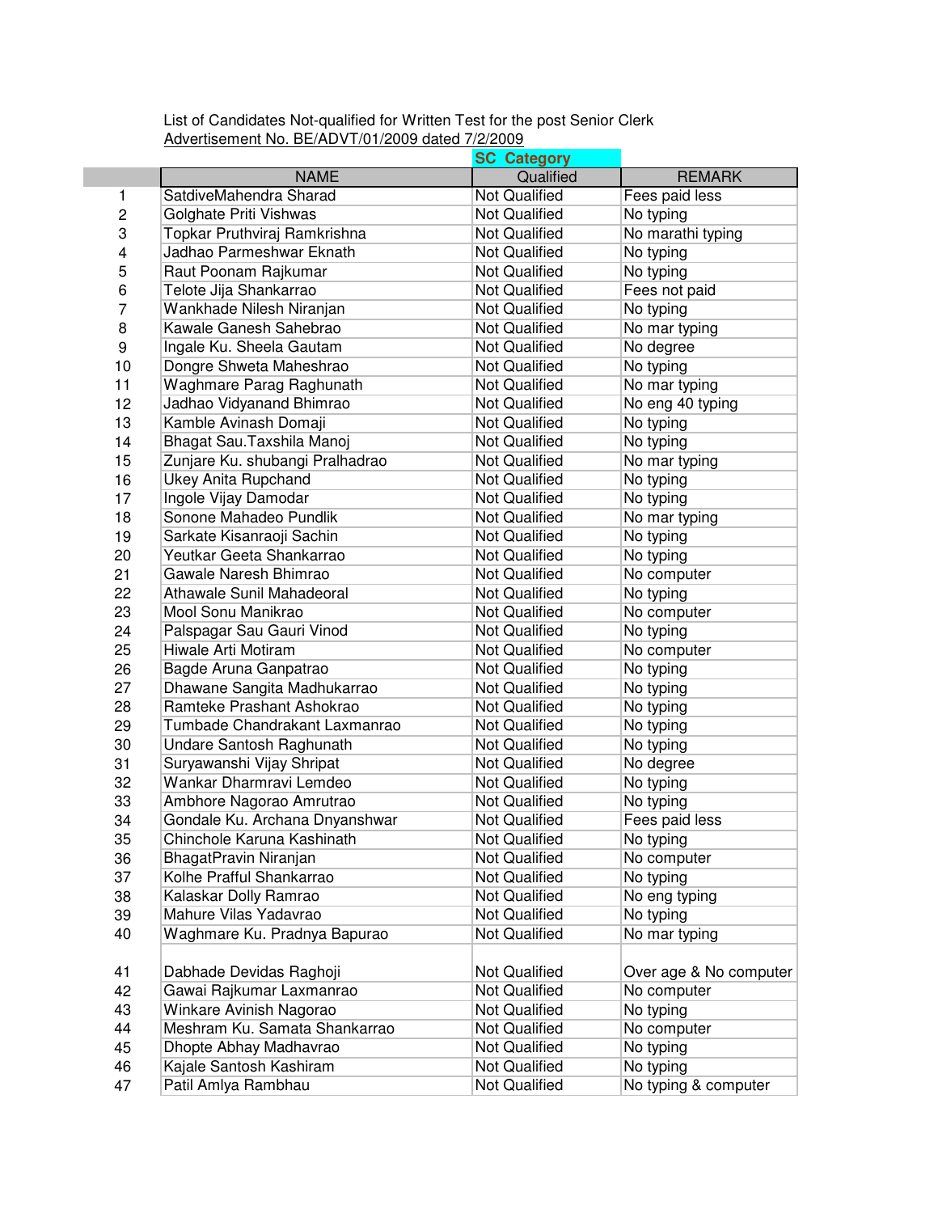List of Candidates Not-qualified for Written Test for the post Senior Clerk
Advertisement No. BE/ADVT/01/2009 dated 7/2/2009

**SC Category**

| | NAME | Qualified | REMARK |
|---|---|---|---|
| 1 | SatdiveMahendra Sharad | Not Qualified | Fees paid less |
| 2 | Golghate Priti Vishwas | Not Qualified | No typing |
| 3 | Topkar Pruthviraj Ramkrishna | Not Qualified | No marathi typing |
| 4 | Jadhao Parmeshwar Eknath | Not Qualified | No typing |
| 5 | Raut Poonam Rajkumar | Not Qualified | No typing |
| 6 | Telote Jija Shankarrao | Not Qualified | Fees not paid |
| 7 | Wankhade Nilesh Niranjan | Not Qualified | No typing |
| 8 | Kawale Ganesh Sahebrao | Not Qualified | No mar typing |
| 9 | Ingale Ku. Sheela Gautam | Not Qualified | No degree |
| 10 | Dongre Shweta Maheshrao | Not Qualified | No typing |
| 11 | Waghmare Parag Raghunath | Not Qualified | No mar typing |
| 12 | Jadhao Vidyanand Bhimrao | Not Qualified | No eng 40 typing |
| 13 | Kamble Avinash Domaji | Not Qualified | No typing |
| 14 | Bhagat Sau.Taxshila Manoj | Not Qualified | No typing |
| 15 | Zunjare Ku. shubangi Pralhadrao | Not Qualified | No mar typing |
| 16 | Ukey Anita Rupchand | Not Qualified | No typing |
| 17 | Ingole Vijay Damodar | Not Qualified | No typing |
| 18 | Sonone Mahadeo Pundlik | Not Qualified | No mar typing |
| 19 | Sarkate Kisanraoji Sachin | Not Qualified | No typing |
| 20 | Yeutkar Geeta Shankarrao | Not Qualified | No typing |
| 21 | Gawale Naresh Bhimrao | Not Qualified | No computer |
| 22 | Athawale Sunil Mahadeoral | Not Qualified | No typing |
| 23 | Mool Sonu Manikrao | Not Qualified | No computer |
| 24 | Palspagar Sau Gauri Vinod | Not Qualified | No typing |
| 25 | Hiwale Arti Motiram | Not Qualified | No computer |
| 26 | Bagde Aruna Ganpatrao | Not Qualified | No typing |
| 27 | Dhawane Sangita Madhukarrao | Not Qualified | No typing |
| 28 | Ramteke Prashant Ashokrao | Not Qualified | No typing |
| 29 | Tumbade Chandrakant Laxmanrao | Not Qualified | No typing |
| 30 | Undare Santosh Raghunath | Not Qualified | No typing |
| 31 | Suryawanshi Vijay Shripat | Not Qualified | No degree |
| 32 | Wankar Dharmravi Lemdeo | Not Qualified | No typing |
| 33 | Ambhore Nagorao Amrutrao | Not Qualified | No typing |
| 34 | Gondale Ku. Archana Dnyanshwar | Not Qualified | Fees paid less |
| 35 | Chinchole Karuna Kashinath | Not Qualified | No typing |
| 36 | BhagatPravin Niranjan | Not Qualified | No computer |
| 37 | Kolhe Prafful Shankarrao | Not Qualified | No typing |
| 38 | Kalaskar Dolly Ramrao | Not Qualified | No eng typing |
| 39 | Mahure Vilas Yadavrao | Not Qualified | No typing |
| 40 | Waghmare Ku. Pradnya Bapurao | Not Qualified | No mar typing |
| 41 | Dabhade Devidas Raghoji | Not Qualified | Over age & No computer |
| 42 | Gawai Rajkumar Laxmanrao | Not Qualified | No computer |
| 43 | Winkare Avinish Nagorao | Not Qualified | No typing |
| 44 | Meshram Ku. Samata Shankarrao | Not Qualified | No computer |
| 45 | Dhopte Abhay Madhavrao | Not Qualified | No typing |
| 46 | Kajale Santosh Kashiram | Not Qualified | No typing |
| 47 | Patil Amlya Rambhau | Not Qualified | No typing & computer |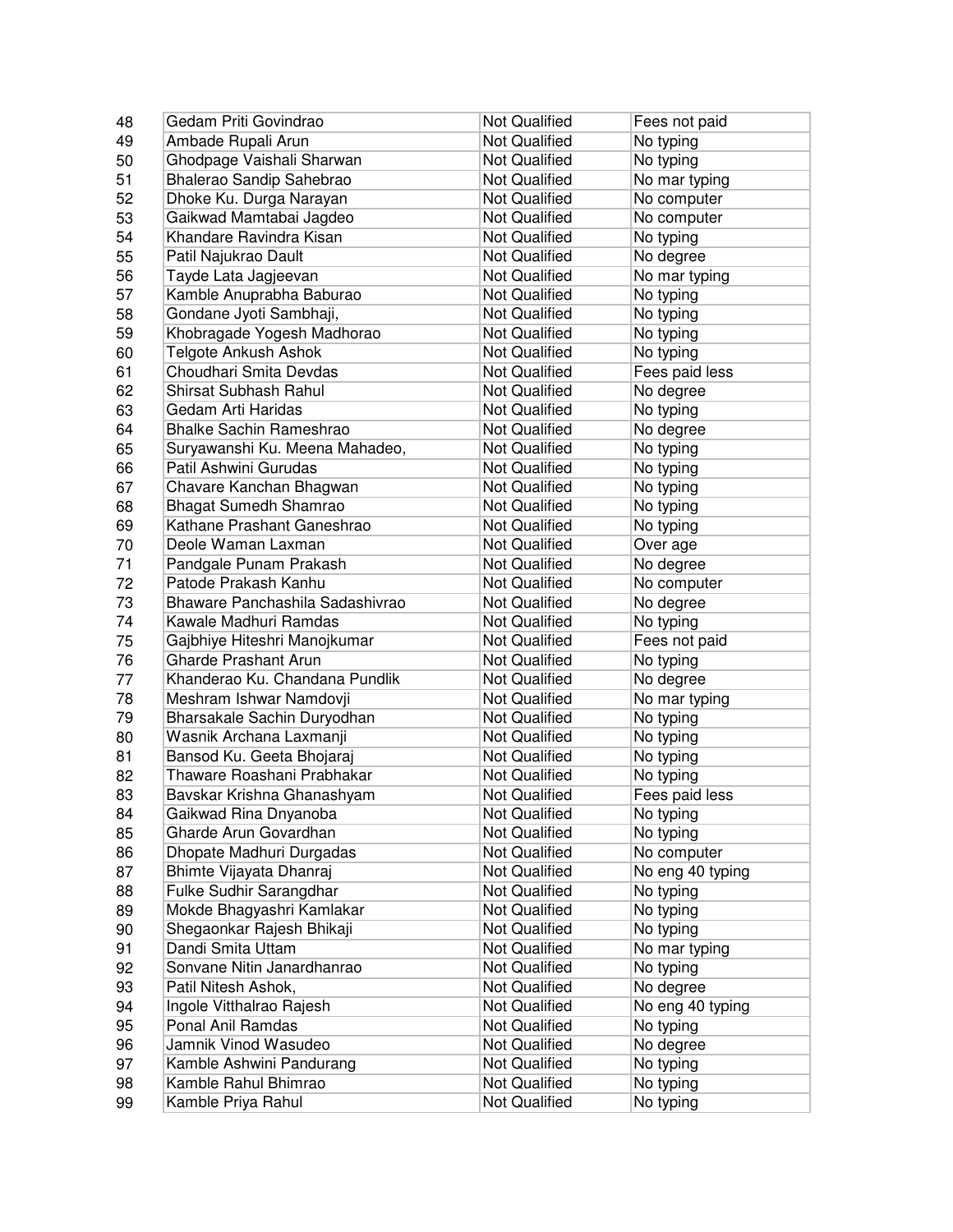| 48 | Gedam Priti Govindrao | Not Qualified | Fees not paid |
|---|---|---|---|
| 49 | Ambade Rupali Arun | Not Qualified | No typing |
| 50 | Ghodpage Vaishali Sharwan | Not Qualified | No typing |
| 51 | Bhalerao Sandip Sahebrao | Not Qualified | No mar typing |
| 52 | Dhoke Ku. Durga Narayan | Not Qualified | No computer |
| 53 | Gaikwad Mamtabai Jagdeo | Not Qualified | No computer |
| 54 | Khandare Ravindra Kisan | Not Qualified | No typing |
| 55 | Patil Najukrao Dault | Not Qualified | No degree |
| 56 | Tayde Lata Jagjeevan | Not Qualified | No mar typing |
| 57 | Kamble Anuprabha Baburao | Not Qualified | No typing |
| 58 | Gondane Jyoti Sambhaji, | Not Qualified | No typing |
| 59 | Khobragade Yogesh Madhorao | Not Qualified | No typing |
| 60 | Telgote Ankush Ashok | Not Qualified | No typing |
| 61 | Choudhari Smita Devdas | Not Qualified | Fees paid less |
| 62 | Shirsat Subhash Rahul | Not Qualified | No degree |
| 63 | Gedam Arti Haridas | Not Qualified | No typing |
| 64 | Bhalke Sachin Rameshrao | Not Qualified | No degree |
| 65 | Suryawanshi Ku. Meena Mahadeo, | Not Qualified | No typing |
| 66 | Patil Ashwini Gurudas | Not Qualified | No typing |
| 67 | Chavare Kanchan Bhagwan | Not Qualified | No typing |
| 68 | Bhagat Sumedh Shamrao | Not Qualified | No typing |
| 69 | Kathane Prashant Ganeshrao | Not Qualified | No typing |
| 70 | Deole Waman Laxman | Not Qualified | Over age |
| 71 | Pandgale Punam Prakash | Not Qualified | No degree |
| 72 | Patode Prakash Kanhu | Not Qualified | No computer |
| 73 | Bhaware Panchashila Sadashivrao | Not Qualified | No degree |
| 74 | Kawale Madhuri Ramdas | Not Qualified | No typing |
| 75 | Gajbhiye Hiteshri Manojkumar | Not Qualified | Fees not paid |
| 76 | Gharde Prashant Arun | Not Qualified | No typing |
| 77 | Khanderao Ku. Chandana Pundlik | Not Qualified | No degree |
| 78 | Meshram Ishwar Namdovji | Not Qualified | No mar typing |
| 79 | Bharsakale Sachin Duryodhan | Not Qualified | No typing |
| 80 | Wasnik Archana Laxmanji | Not Qualified | No typing |
| 81 | Bansod Ku. Geeta Bhojaraj | Not Qualified | No typing |
| 82 | Thaware Roashani Prabhakar | Not Qualified | No typing |
| 83 | Bavskar Krishna Ghanashyam | Not Qualified | Fees paid less |
| 84 | Gaikwad Rina Dnyanoba | Not Qualified | No typing |
| 85 | Gharde Arun Govardhan | Not Qualified | No typing |
| 86 | Dhopate Madhuri Durgadas | Not Qualified | No computer |
| 87 | Bhimte Vijayata Dhanraj | Not Qualified | No eng 40 typing |
| 88 | Fulke Sudhir Sarangdhar | Not Qualified | No typing |
| 89 | Mokde Bhagyashri Kamlakar | Not Qualified | No typing |
| 90 | Shegaonkar Rajesh Bhikaji | Not Qualified | No typing |
| 91 | Dandi Smita Uttam | Not Qualified | No mar typing |
| 92 | Sonvane Nitin Janardhanrao | Not Qualified | No typing |
| 93 | Patil Nitesh Ashok, | Not Qualified | No degree |
| 94 | Ingole Vitthalrao Rajesh | Not Qualified | No eng 40 typing |
| 95 | Ponal Anil Ramdas | Not Qualified | No typing |
| 96 | Jamnik Vinod Wasudeo | Not Qualified | No degree |
| 97 | Kamble Ashwini Pandurang | Not Qualified | No typing |
| 98 | Kamble Rahul Bhimrao | Not Qualified | No typing |
| 99 | Kamble Priya Rahul | Not Qualified | No typing |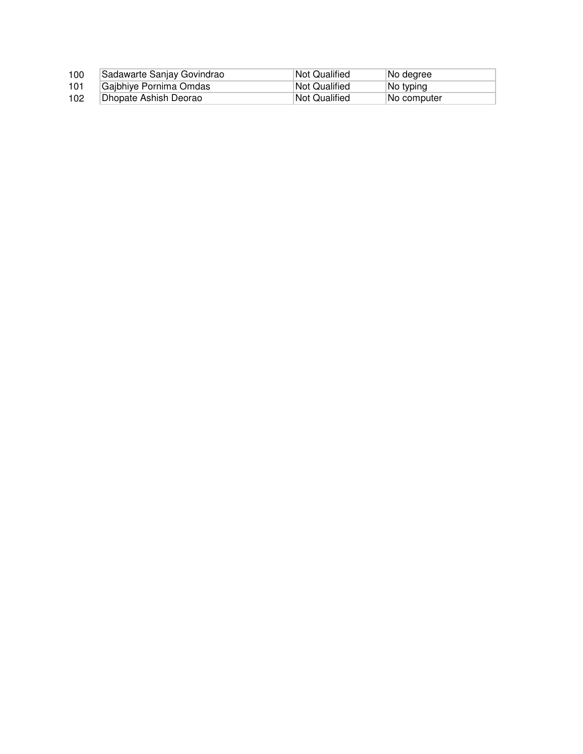| | | | |
|---|---|---|---|
| 100 | Sadawarte Sanjay Govindrao | Not Qualified | No degree |
| 101 | Gajbhiye Pornima Omdas | Not Qualified | No typing |
| 102 | Dhopate Ashish Deorao | Not Qualified | No computer |